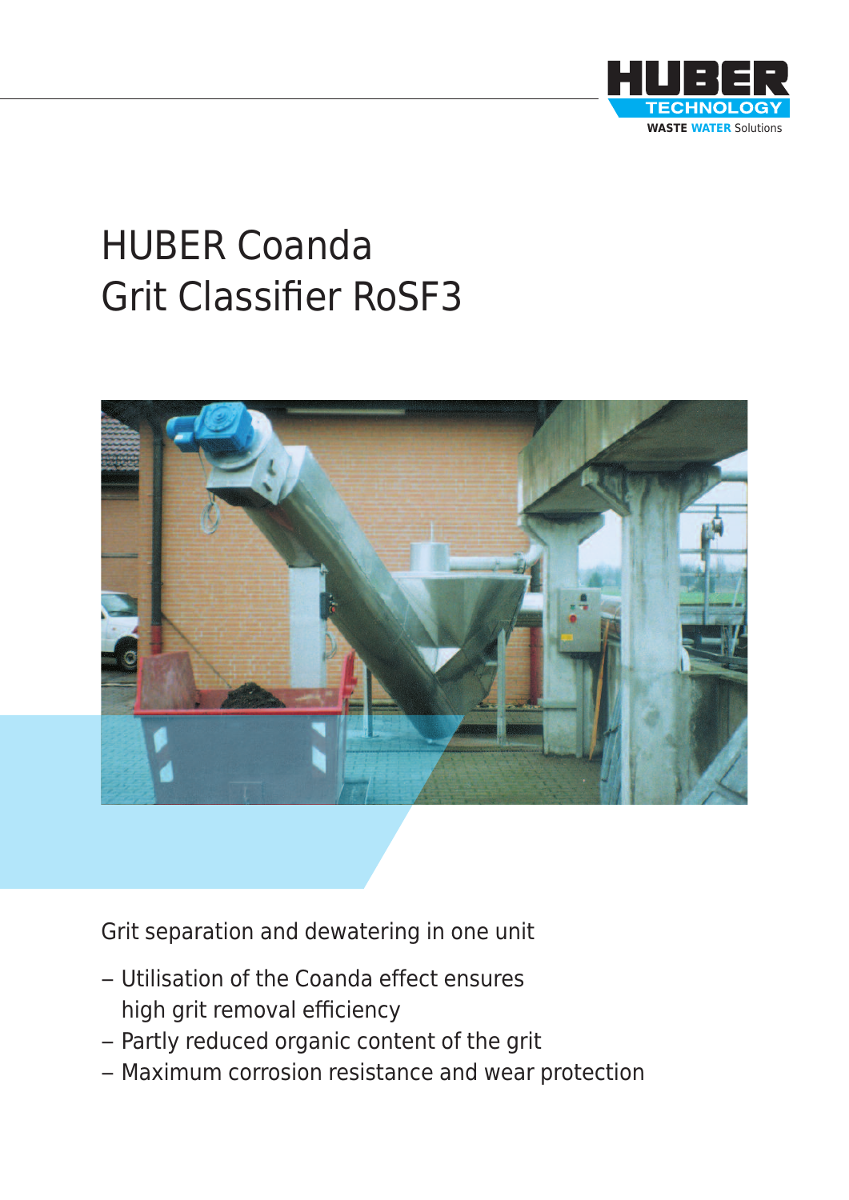HUBER TECHNOLOGY
WASTE WATER Solutions

# HUBER Coanda Grit Classifier RoSF3

Grit separation and dewatering in one unit

- Utilisation of the Coanda effect ensures high grit removal efficiency
- Partly reduced organic content of the grit
- Maximum corrosion resistance and wear protection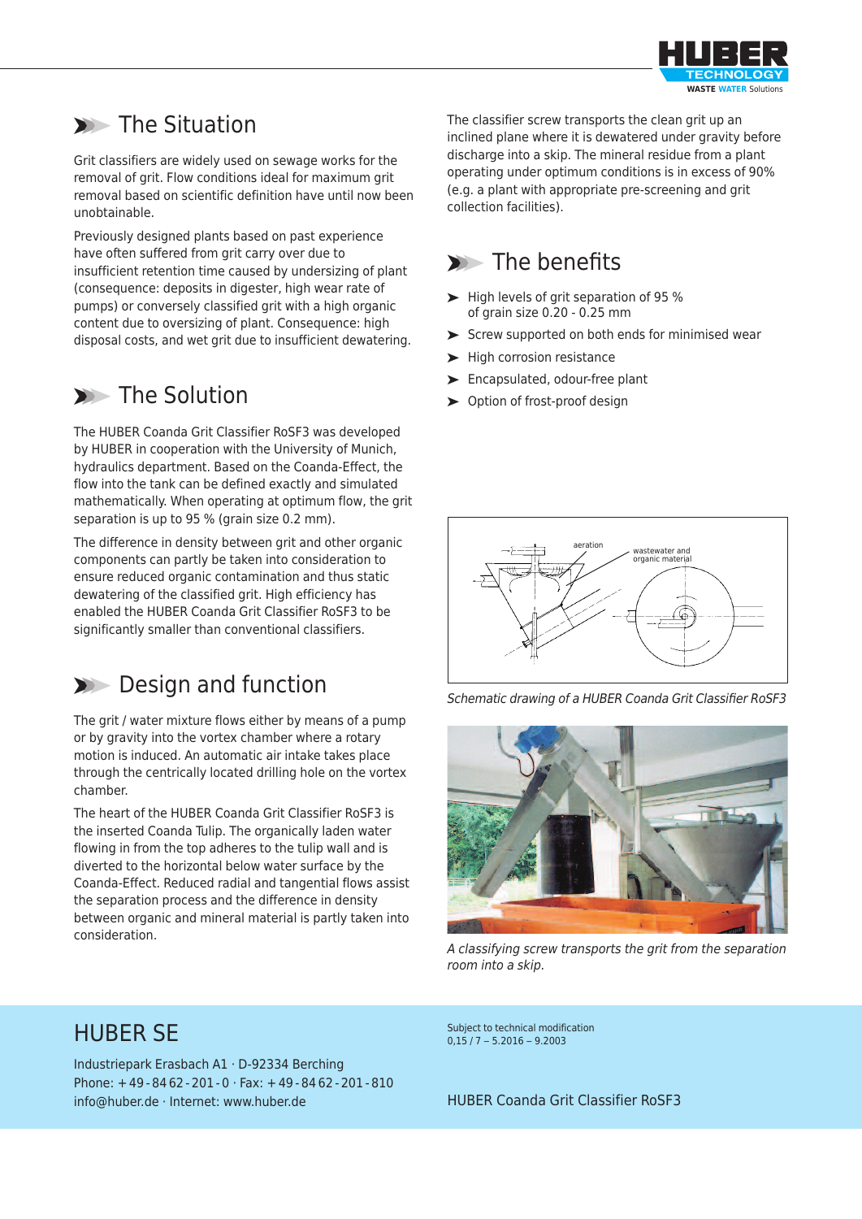## The Situation

Grit classifiers are widely used on sewage works for the removal of grit. Flow conditions ideal for maximum grit removal based on scientific definition have until now been unobtainable.

Previously designed plants based on past experience have often suffered from grit carry over due to insufficient retention time caused by undersizing of plant (consequence: deposits in digester, high wear rate of pumps) or conversely classified grit with a high organic content due to oversizing of plant. Consequence: high disposal costs, and wet grit due to insufficient dewatering.

## The Solution

The HUBER Coanda Grit Classifier RoSF3 was developed by HUBER in cooperation with the University of Munich, hydraulics department. Based on the Coanda-Effect, the flow into the tank can be defined exactly and simulated mathematically. When operating at optimum flow, the grit separation is up to 95 % (grain size 0.2 mm).

The difference in density between grit and other organic components can partly be taken into consideration to ensure reduced organic contamination and thus static dewatering of the classified grit. High efficiency has enabled the HUBER Coanda Grit Classifier RoSF3 to be significantly smaller than conventional classifiers.

## Design and function

The grit / water mixture flows either by means of a pump or by gravity into the vortex chamber where a rotary motion is induced. An automatic air intake takes place through the centrically located drilling hole on the vortex chamber.

The heart of the HUBER Coanda Grit Classifier RoSF3 is the inserted Coanda Tulip. The organically laden water flowing in from the top adheres to the tulip wall and is diverted to the horizontal below water surface by the Coanda-Effect. Reduced radial and tangential flows assist the separation process and the difference in density between organic and mineral material is partly taken into consideration.

The classifier screw transports the clean grit up an inclined plane where it is dewatered under gravity before discharge into a skip. The mineral residue from a plant operating under optimum conditions is in excess of 90% (e.g. a plant with appropriate pre-screening and grit collection facilities).

## The benefits

- High levels of grit separation of 95 % of grain size 0.20 - 0.25 mm
- Screw supported on both ends for minimised wear
- High corrosion resistance
- Encapsulated, odour-free plant
- Option of frost-proof design

aeration
wastewater and organic material

*Schematic drawing of a HUBER Coanda Grit Classifier RoSF3*

*A classifying screw transports the grit from the separation room into a skip.*

## HUBER SE

Industriepark Erasbach A1 · D-92334 Berching
Phone: + 49 - 84 62 - 201 - 0 · Fax: + 49 - 84 62 - 201 - 810
info@huber.de · Internet: www.huber.de

Subject to technical modification
0,15 / 7 – 5.2016 – 9.2003

HUBER Coanda Grit Classifier RoSF3